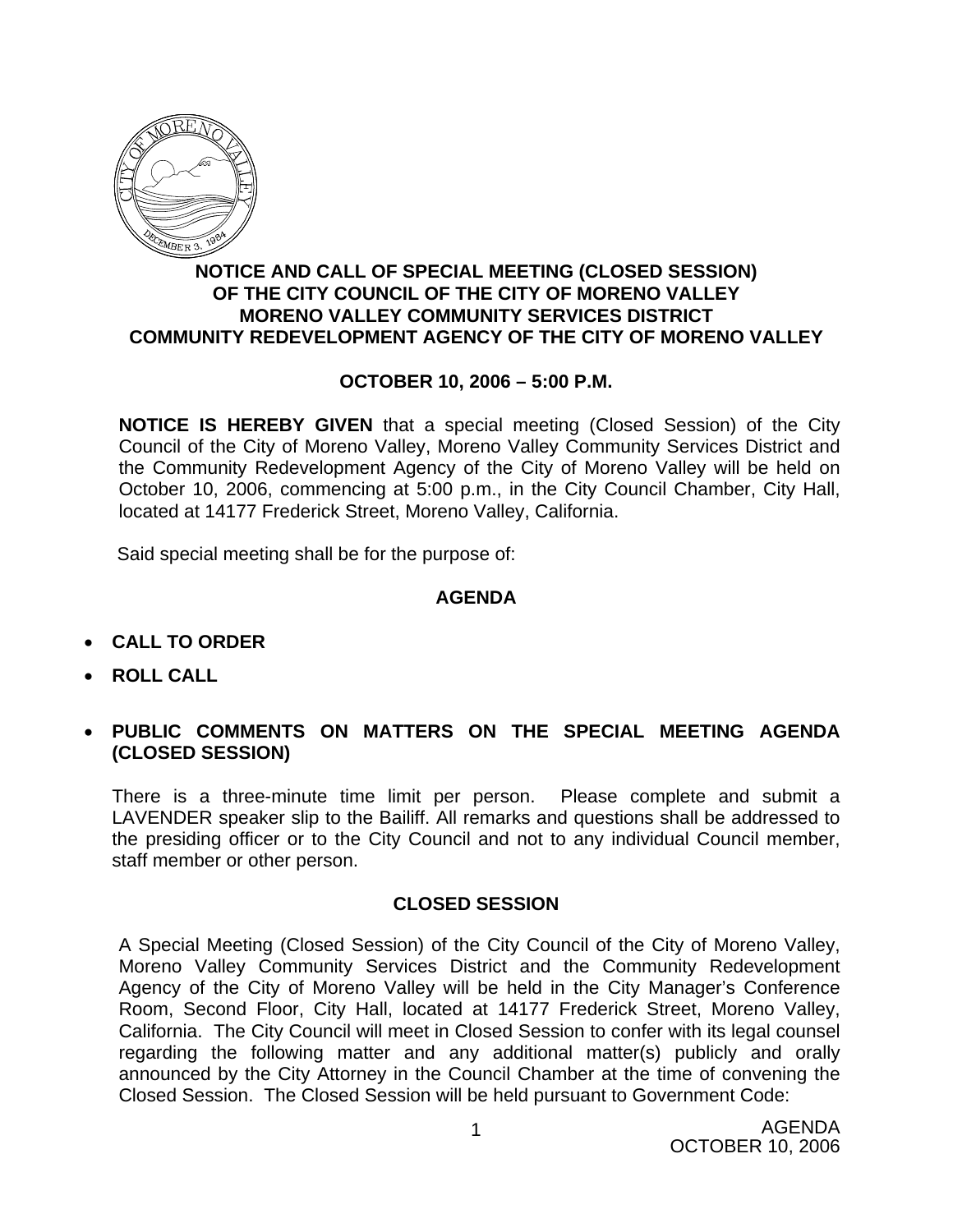**NOTICE AND CALL OF SPECIAL MEETING (CLOSED SESSION)**
**OF THE CITY COUNCIL OF THE CITY OF MORENO VALLEY**
**MORENO VALLEY COMMUNITY SERVICES DISTRICT**
**COMMUNITY REDEVELOPMENT AGENCY OF THE CITY OF MORENO VALLEY**

**OCTOBER 10, 2006 – 5:00 P.M.**

**NOTICE IS HEREBY GIVEN** that a special meeting (Closed Session) of the City Council of the City of Moreno Valley, Moreno Valley Community Services District and the Community Redevelopment Agency of the City of Moreno Valley will be held on October 10, 2006, commencing at 5:00 p.m., in the City Council Chamber, City Hall, located at 14177 Frederick Street, Moreno Valley, California.

Said special meeting shall be for the purpose of:

## AGENDA

- **CALL TO ORDER**
- **ROLL CALL**
- **PUBLIC COMMENTS ON MATTERS ON THE SPECIAL MEETING AGENDA (CLOSED SESSION)**

There is a three-minute time limit per person. Please complete and submit a LAVENDER speaker slip to the Bailiff. All remarks and questions shall be addressed to the presiding officer or to the City Council and not to any individual Council member, staff member or other person.

## CLOSED SESSION

A Special Meeting (Closed Session) of the City Council of the City of Moreno Valley, Moreno Valley Community Services District and the Community Redevelopment Agency of the City of Moreno Valley will be held in the City Manager's Conference Room, Second Floor, City Hall, located at 14177 Frederick Street, Moreno Valley, California. The City Council will meet in Closed Session to confer with its legal counsel regarding the following matter and any additional matter(s) publicly and orally announced by the City Attorney in the Council Chamber at the time of convening the Closed Session. The Closed Session will be held pursuant to Government Code: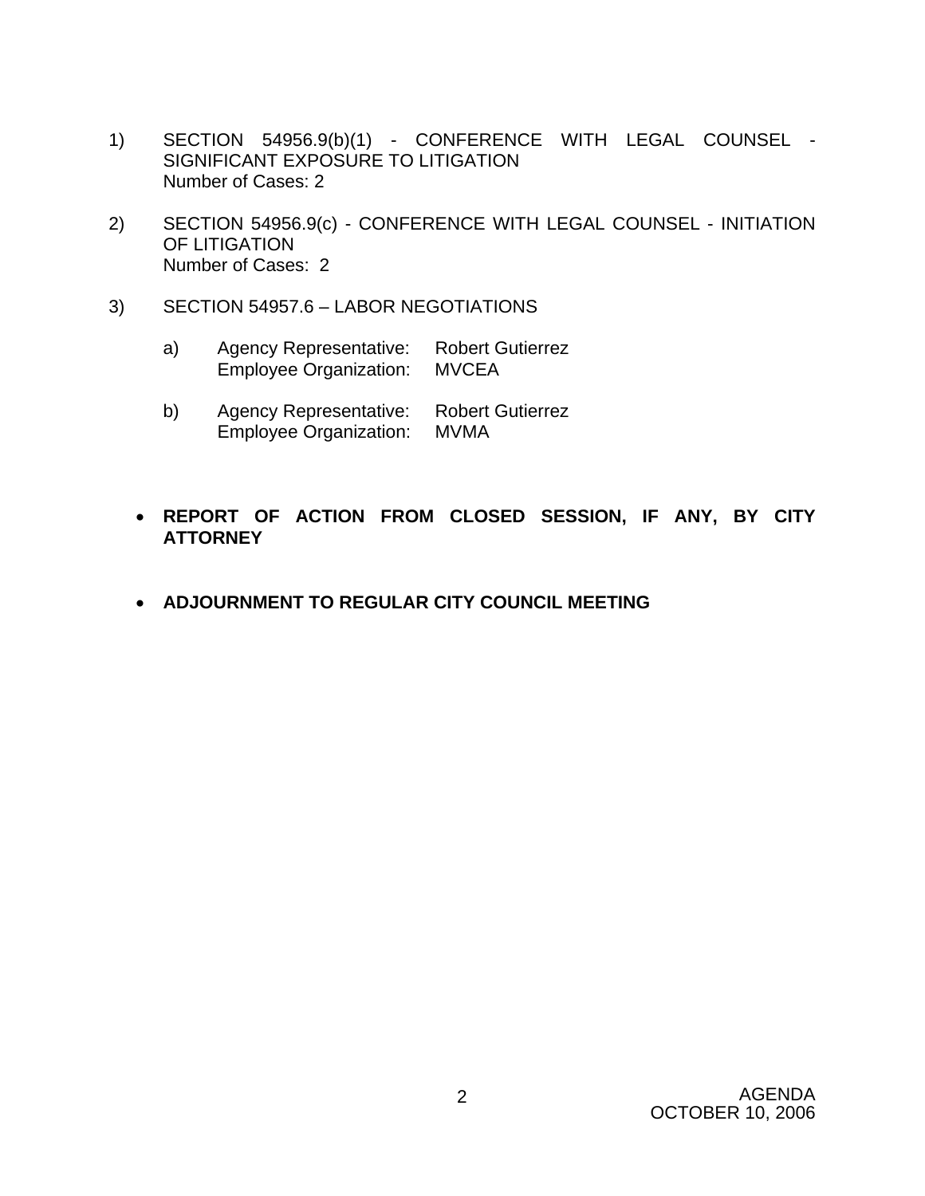1) SECTION 54956.9(b)(1) - CONFERENCE WITH LEGAL COUNSEL - SIGNIFICANT EXPOSURE TO LITIGATION
Number of Cases: 2

2) SECTION 54956.9(c) - CONFERENCE WITH LEGAL COUNSEL - INITIATION OF LITIGATION
Number of Cases: 2

3) SECTION 54957.6 – LABOR NEGOTIATIONS

   a) Agency Representative: Robert Gutierrez
      Employee Organization: MVCEA

   b) Agency Representative: Robert Gutierrez
      Employee Organization: MVMA

- **REPORT OF ACTION FROM CLOSED SESSION, IF ANY, BY CITY ATTORNEY**

- **ADJOURNMENT TO REGULAR CITY COUNCIL MEETING**